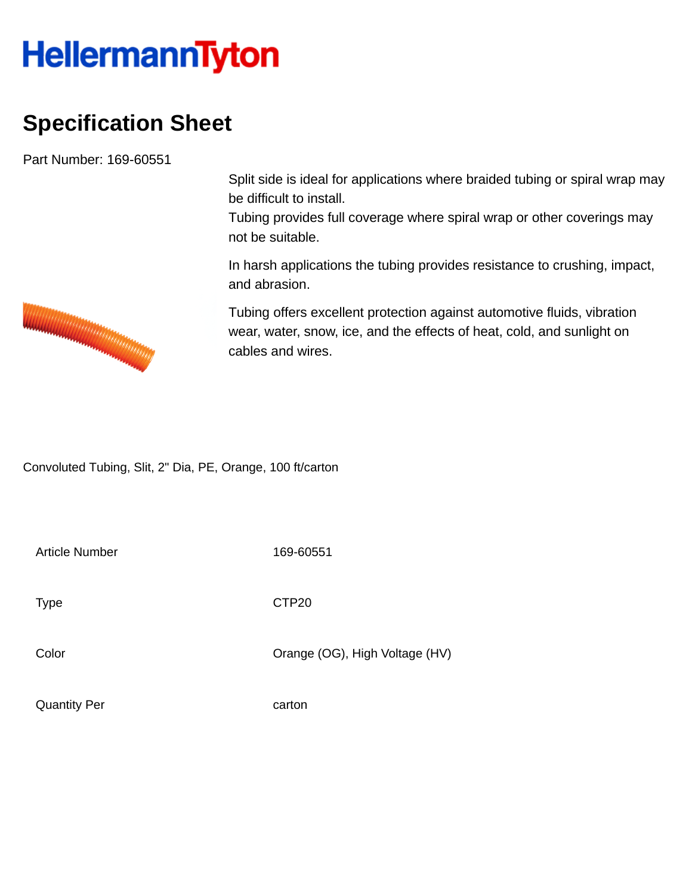HellermannTyton

# Specification Sheet

Part Number: 169-60551

Split side is ideal for applications where braided tubing or spiral wrap may be difficult to install.
Tubing provides full coverage where spiral wrap or other coverings may not be suitable.

In harsh applications the tubing provides resistance to crushing, impact, and abrasion.

Tubing offers excellent protection against automotive fluids, vibration wear, water, snow, ice, and the effects of heat, cold, and sunlight on cables and wires.

Convoluted Tubing, Slit, 2" Dia, PE, Orange, 100 ft/carton

| | |
|---|---|
| Article Number | 169-60551 |
| Type | CTP20 |
| Color | Orange (OG), High Voltage (HV) |
| Quantity Per | carton |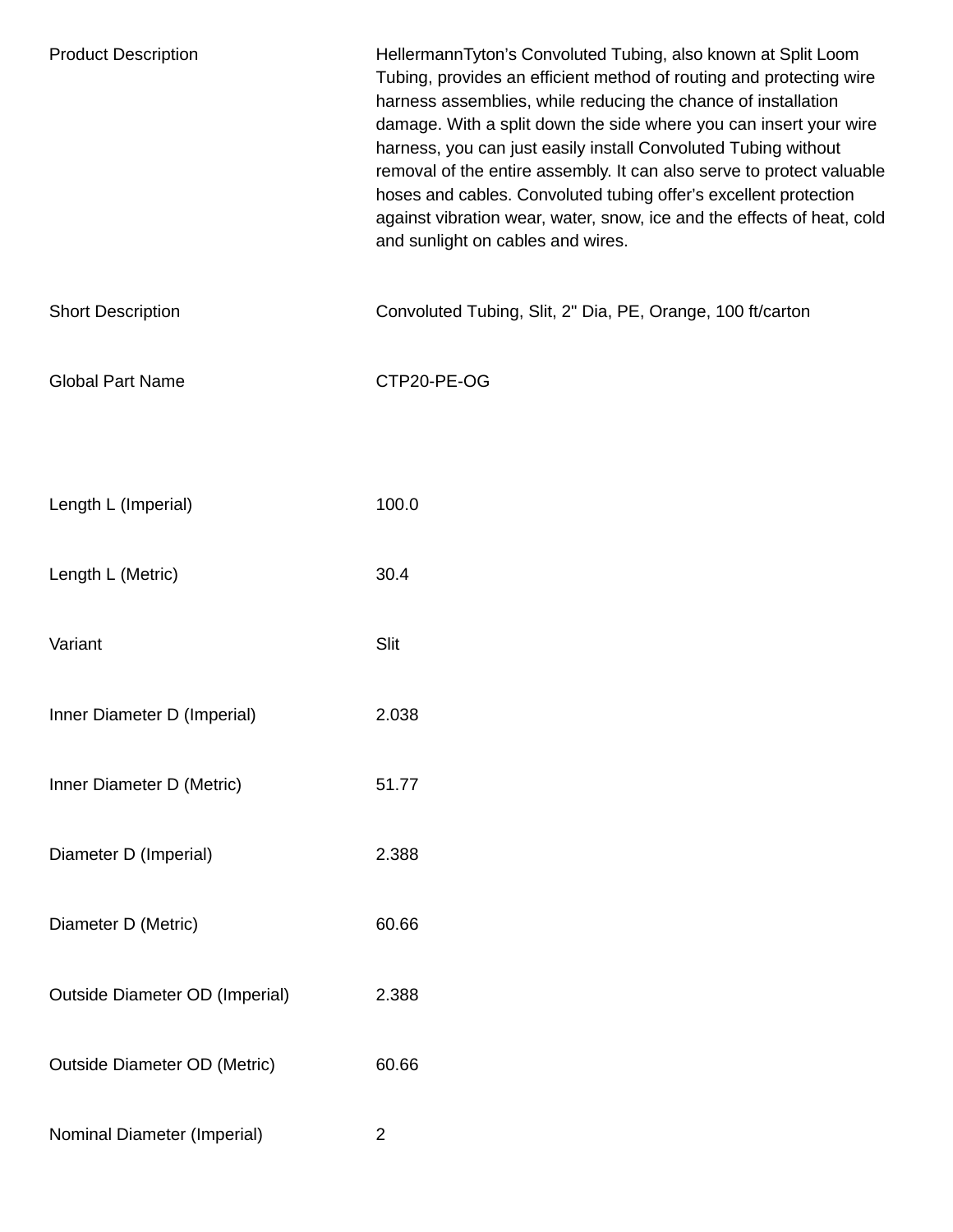| | |
|---|---|
| Product Description | HellermannTyton's Convoluted Tubing, also known at Split Loom Tubing, provides an efficient method of routing and protecting wire harness assemblies, while reducing the chance of installation damage. With a split down the side where you can insert your wire harness, you can just easily install Convoluted Tubing without removal of the entire assembly. It can also serve to protect valuable hoses and cables. Convoluted tubing offer's excellent protection against vibration wear, water, snow, ice and the effects of heat, cold and sunlight on cables and wires. |
| Short Description | Convoluted Tubing, Slit, 2" Dia, PE, Orange, 100 ft/carton |
| Global Part Name | CTP20-PE-OG |
| Length L (Imperial) | 100.0 |
| Length L (Metric) | 30.4 |
| Variant | Slit |
| Inner Diameter D (Imperial) | 2.038 |
| Inner Diameter D (Metric) | 51.77 |
| Diameter D (Imperial) | 2.388 |
| Diameter D (Metric) | 60.66 |
| Outside Diameter OD (Imperial) | 2.388 |
| Outside Diameter OD (Metric) | 60.66 |
| Nominal Diameter (Imperial) | 2 |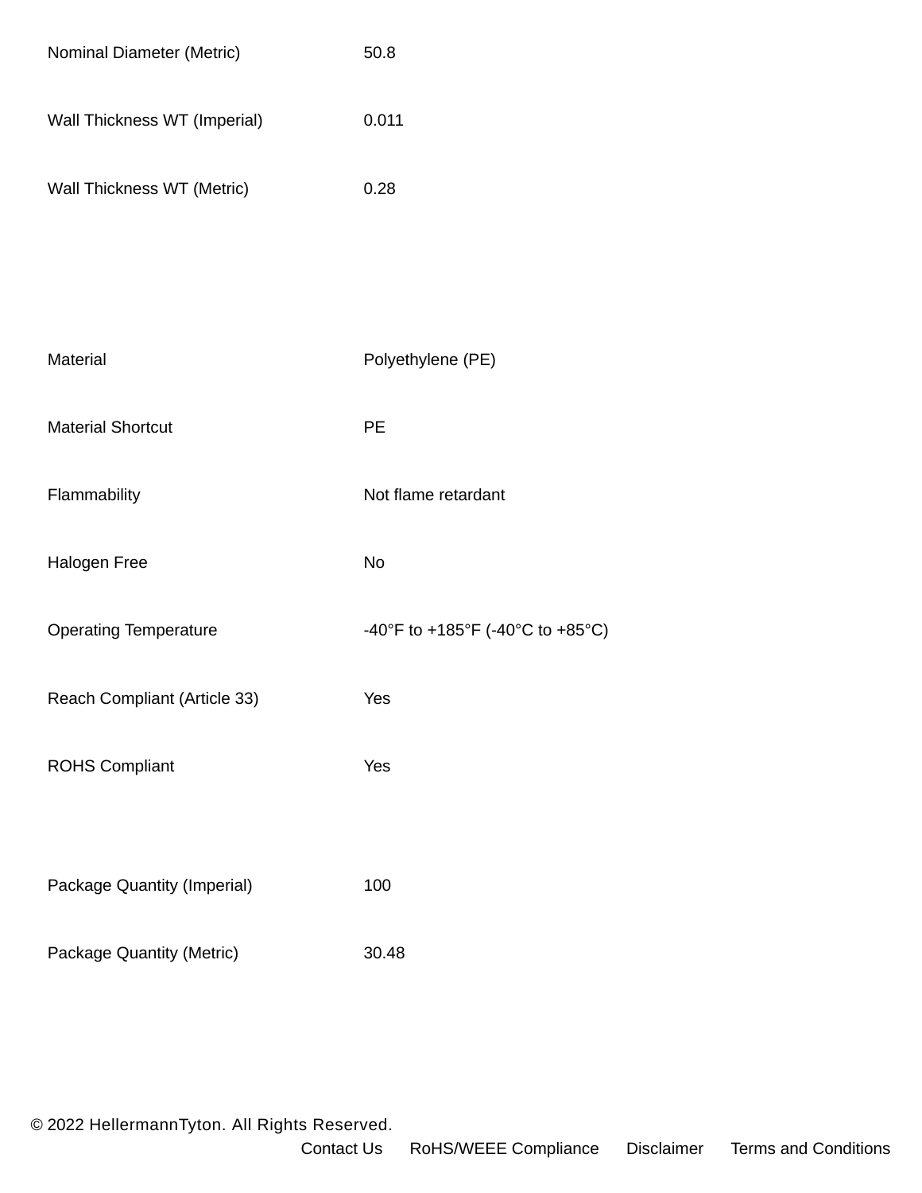| | |
|---|---|
| Nominal Diameter (Metric) | 50.8 |
| Wall Thickness WT (Imperial) | 0.011 |
| Wall Thickness WT (Metric) | 0.28 |

| | |
|---|---|
| Material | Polyethylene (PE) |
| Material Shortcut | PE |
| Flammability | Not flame retardant |
| Halogen Free | No |
| Operating Temperature | -40°F to +185°F (-40°C to +85°C) |
| Reach Compliant (Article 33) | Yes |
| ROHS Compliant | Yes |

| | |
|---|---|
| Package Quantity (Imperial) | 100 |
| Package Quantity (Metric) | 30.48 |

© 2022 HellermannTyton. All Rights Reserved.

Contact Us RoHS/WEEE Compliance Disclaimer Terms and Conditions